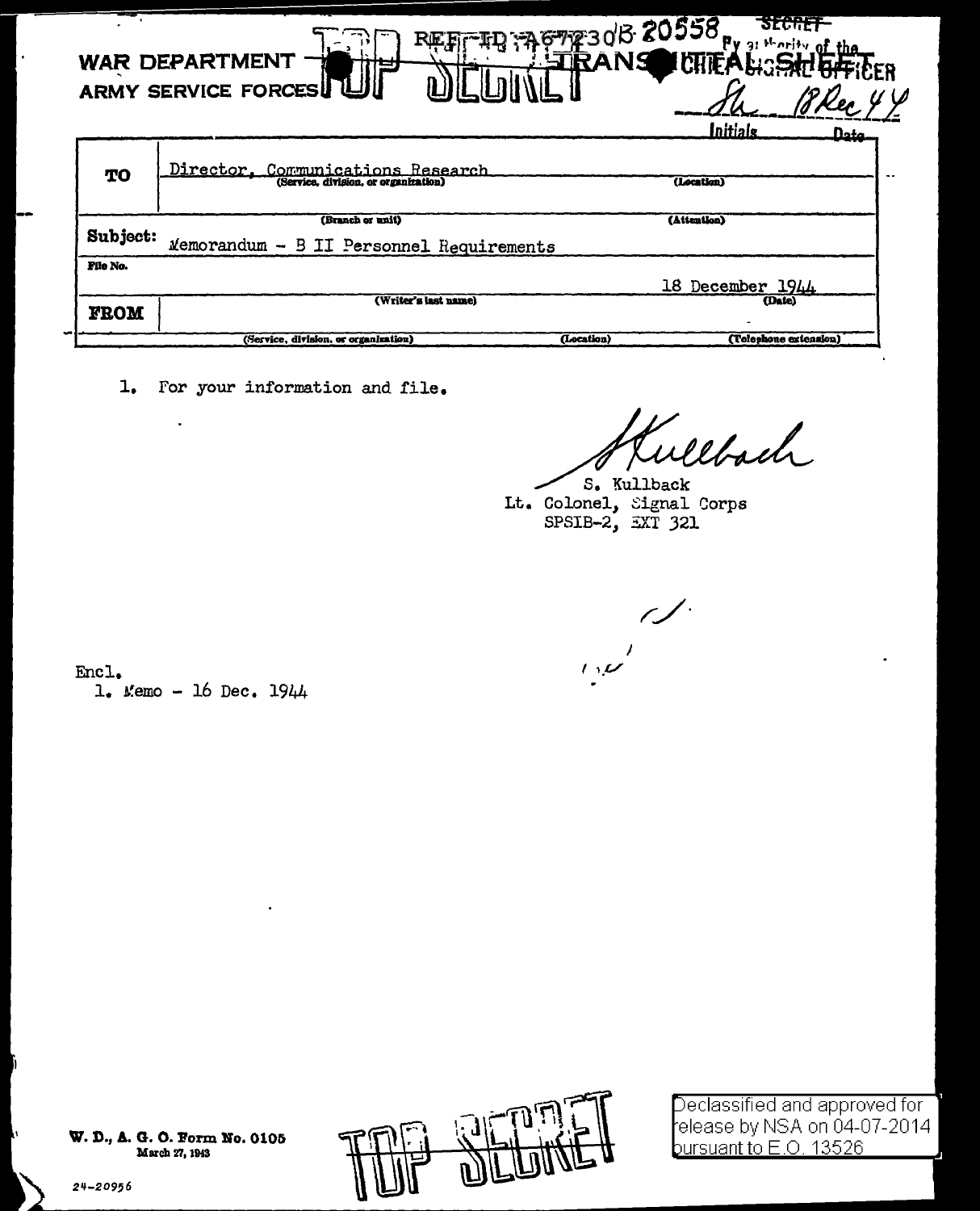REF ID:A67230 8 20558

SECRET

By authority of the CHIEF SIGNAL OFFICER

WAR DEPARTMENT
ARMY SERVICE FORCES

TOP SECRET

TRANSMITTAL SHEET

Initials: Sh  Date: 18 Dec 44

| | | |
|---|---|---|
| **TO** | Director, Communications Research (Service, division, or organization) | (Location) |
| | (Branch or unit) | (Attention) |
| **Subject:** | Memorandum - B II Personnel Requirements | |
| **File No.** | | 18 December 1944 |
| **FROM** | (Writer's last name) | (Date) |
| | (Service, division, or organization) (Location) | (Telephone extension) |

1. For your information and file.

S. Kullback
Lt. Colonel, Signal Corps
SPSIB-2, EXT 321

Encl.
1. Memo - 16 Dec. 1944

W. D., A. G. O. Form No. 0105
March 27, 1943

24-20956

TOP SECRET

Declassified and approved for release by NSA on 04-07-2014 pursuant to E.O. 13526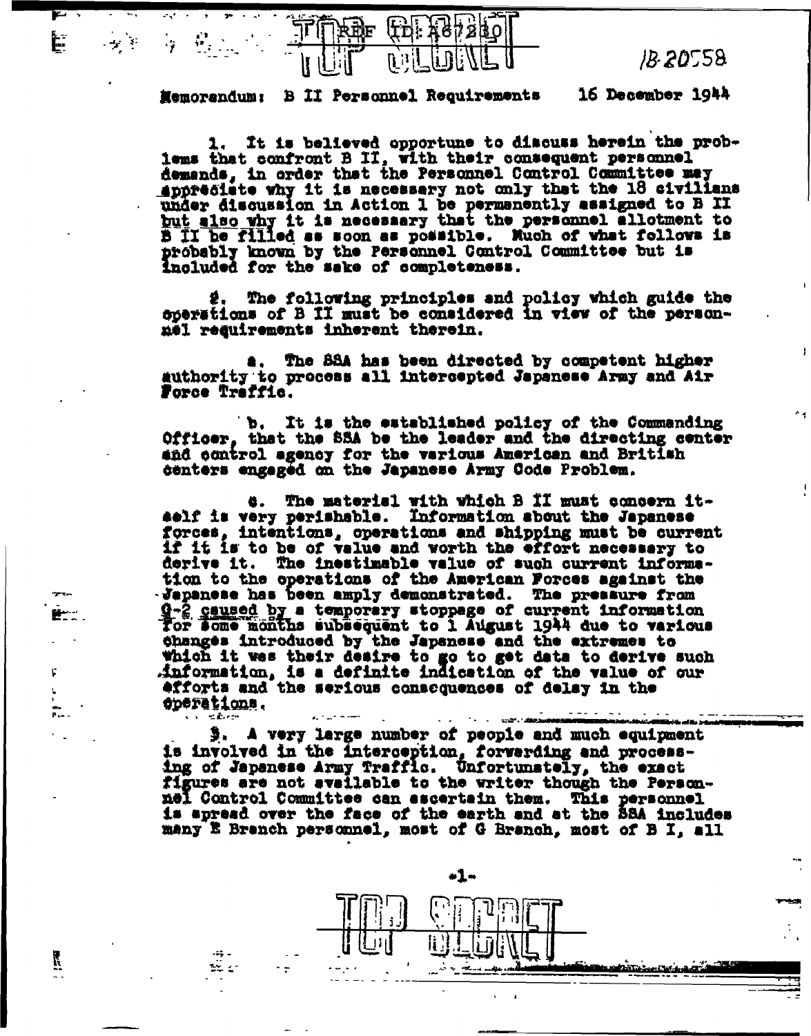REF ID:A67210

TOP SECRET

18-20558

Memorandum: B II Personnel Requirements 16 December 1944

1. It is believed opportune to discuss herein the problems that confront B II, with their consequent personnel demands, in order that the Personnel Control Committee may appreciate why it is necessary not only that the 18 civilians under discussion in Action 1 be permanently assigned to B II but also why it is necessary that the personnel allotment to B II be filled as soon as possible. Much of what follows is probably known by the Personnel Control Committee but is included for the sake of completeness.

2. The following principles and policy which guide the operations of B II must be considered in view of the personnel requirements inherent therein.

a. The SSA has been directed by competent higher authority to process all intercepted Japanese Army and Air Force Traffic.

b. It is the established policy of the Commanding Officer, that the SSA be the leader and the directing center and control agency for the various American and British centers engaged on the Japanese Army Code Problem.

c. The material with which B II must concern itself is very perishable. Information about the Japanese forces, intentions, operations and shipping must be current if it is to be of value and worth the effort necessary to derive it. The inestimable value of such current information to the operations of the American Forces against the Japanese has been amply demonstrated. The pressure from G-2 caused by a temporary stoppage of current information for some months subsequent to 1 August 1944 due to various changes introduced by the Japanese and the extremes to which it was their desire to go to get data to derive such information, is a definite indication of the value of our efforts and the serious consequences of delay in the operations.

3. A very large number of people and much equipment is involved in the interception, forwarding and processing of Japanese Army Traffic. Unfortunately, the exact figures are not available to the writer though the Personnel Control Committee can ascertain them. This personnel is spread over the face of the earth and at the SSA includes many E Branch personnel, most of G Branch, most of B I, all

TOP SECRET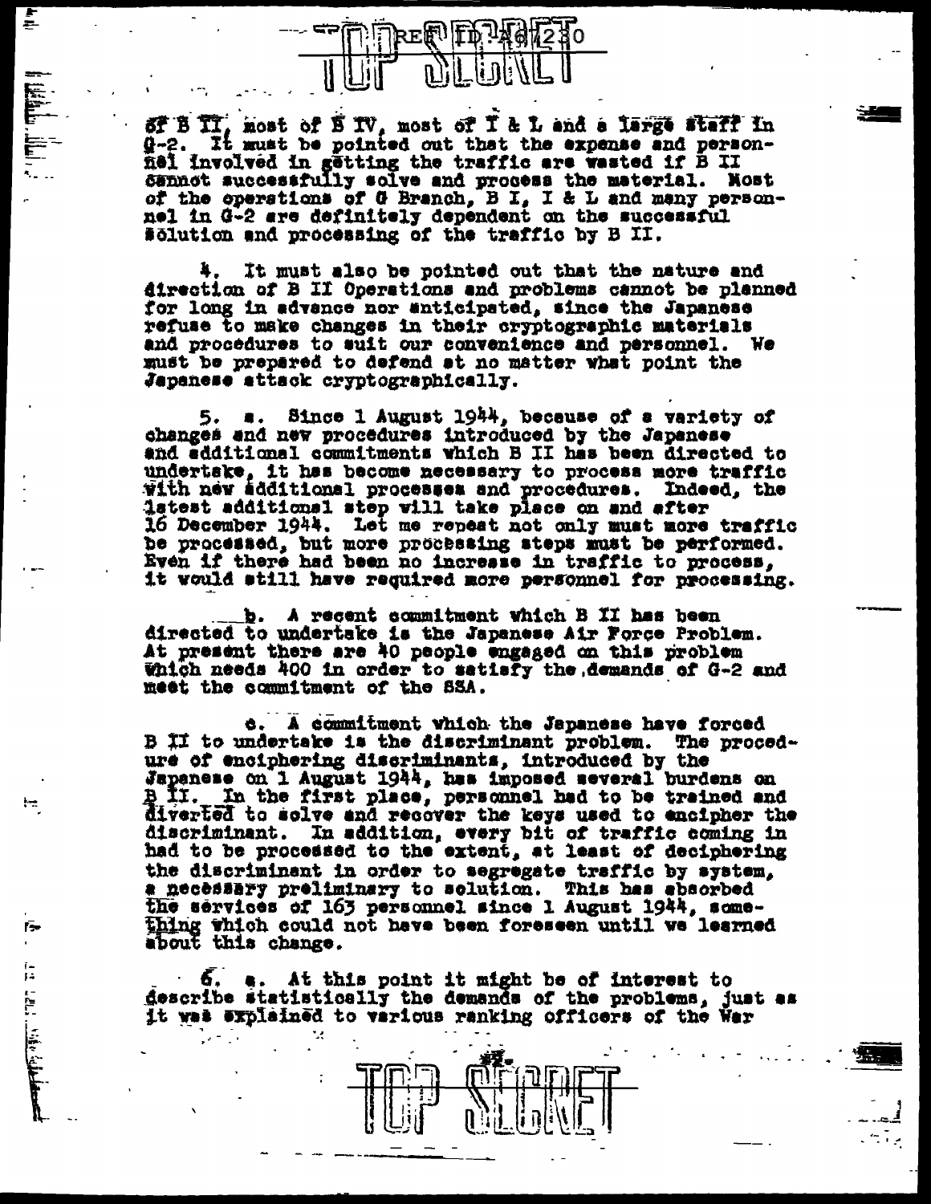of B II, most of B IV, most of I & L and a large staff in G-2. It must be pointed out that the expense and personnel involved in getting the traffic are wasted if B II cannot successfully solve and process the material. Most of the operations of G Branch, B I, I & L and many personnel in G-2 are definitely dependent on the successful solution and processing of the traffic by B II.

4. It must also be pointed out that the nature and direction of B II Operations and problems cannot be planned for long in advance nor anticipated, since the Japanese refuse to make changes in their cryptographic materials and procedures to suit our convenience and personnel. We must be prepared to defend at no matter what point the Japanese attack cryptographically.

5. a. Since 1 August 1944, because of a variety of changes and new procedures introduced by the Japanese and additional commitments which B II has been directed to undertake, it has become necessary to process more traffic with new additional processes and procedures. Indeed, the latest additional step will take place on and after 16 December 1944. Let me repeat not only must more traffic be processed, but more processing steps must be performed. Even if there had been no increase in traffic to process, it would still have required more personnel for processing.

b. A recent commitment which B II has been directed to undertake is the Japanese Air Force Problem. At present there are 40 people engaged on this problem which needs 400 in order to satisfy the demands of G-2 and meet the commitment of the SSA.

c. A commitment which the Japanese have forced B II to undertake is the discriminant problem. The procedure of enciphering discriminants, introduced by the Japanese on 1 August 1944, has imposed several burdens on B II. In the first place, personnel had to be trained and diverted to solve and recover the keys used to encipher the discriminant. In addition, every bit of traffic coming in had to be processed to the extent, at least of deciphering the discriminant in order to segregate traffic by system, a necessary preliminary to solution. This has absorbed the services of 163 personnel since 1 August 1944, something which could not have been foreseen until we learned about this change.

6. a. At this point it might be of interest to describe statistically the demands of the problems, just as it was explained to various ranking officers of the War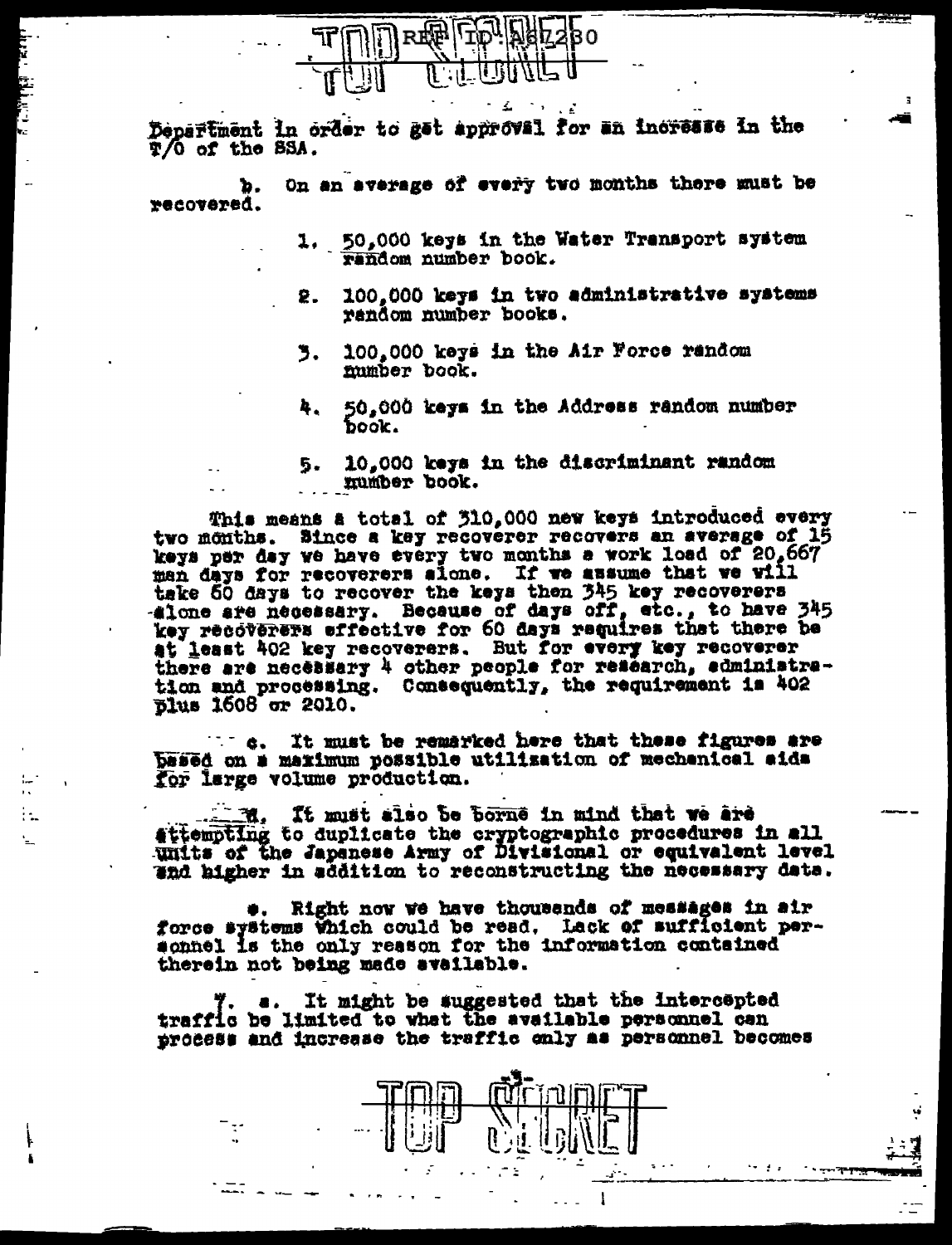Department in order to get approval for an increase in the T/O of the SSA.

b. On an average of every two months there must be recovered.

1. 50,000 keys in the Water Transport system random number book.

2. 100,000 keys in two administrative systems random number books.

3. 100,000 keys in the Air Force random number book.

4. 50,000 keys in the Address random number book.

5. 10,000 keys in the discriminant random number book.

This means a total of 310,000 new keys introduced every two months. Since a key recoverer recovers an average of 15 keys per day we have every two months a work load of 20,667 man days for recoverers alone. If we assume that we will take 60 days to recover the keys then 345 key recoverers alone are necessary. Because of days off, etc., to have 345 key recoverers effective for 60 days requires that there be at least 402 key recoverers. But for every key recoverer there are necessary 4 other people for research, administration and processing. Consequently, the requirement is 402 plus 1608 or 2010.

c. It must be remarked here that these figures are based on a maximum possible utilization of mechanical aids for large volume production.

d. It must also be borne in mind that we are attempting to duplicate the cryptographic procedures in all units of the Japanese Army of Divisional or equivalent level and higher in addition to reconstructing the necessary data.

e. Right now we have thousands of messages in air force systems which could be read. Lack of sufficient personnel is the only reason for the information contained therein not being made available.

7. a. It might be suggested that the intercepted traffic be limited to what the available personnel can process and increase the traffic only as personnel becomes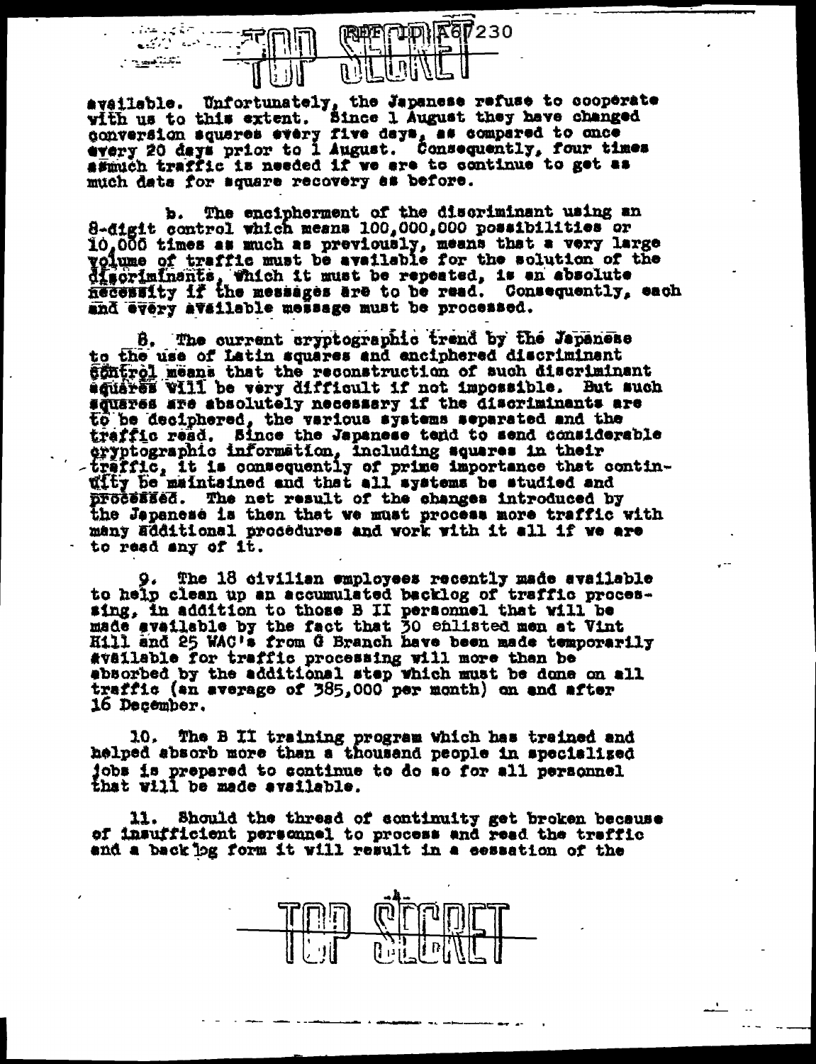available. Unfortunately, the Japanese refuse to cooperate with us to this extent. Since 1 August they have changed conversion squares every five days, as compared to once every 20 days prior to 1 August. Consequently, four times asmuch traffic is needed if we are to continue to get as much data for square recovery as before.

b. The encipherment of the discriminant using an 8-digit control which means 100,000,000 possibilities or 10,000 times as much as previously, means that a very large volume of traffic must be available for the solution of the discriminants, which it must be repeated, is an absolute necessity if the messages are to be read. Consequently, each and every available message must be processed.

8. The current cryptographic trend by the Japanese to the use of Latin squares and enciphered discriminant control means that the reconstruction of such discriminant squares will be very difficult if not impossible. But such squares are absolutely necessary if the discriminants are to be deciphered, the various systems separated and the traffic read. Since the Japanese tend to send considerable cryptographic information, including squares in their traffic, it is consequently of prime importance that continuity be maintained and that all systems be studied and processed. The net result of the changes introduced by the Japanese is then that we must process more traffic with many additional procedures and work with it all if we are to read any of it.

9. The 18 civilian employees recently made available to help clean up an accumulated backlog of traffic processing, in addition to those B II personnel that will be made available by the fact that 30 enlisted men at Vint Hill and 25 WAC's from G Branch have been made temporarily available for traffic processing will more than be absorbed by the additional step which must be done on all traffic (an average of 385,000 per month) on and after 16 December.

10. The B II training program which has trained and helped absorb more than a thousand people in specialized jobs is prepared to continue to do so for all personnel that will be made available.

11. Should the thread of continuity get broken because of insufficient personnel to process and read the traffic and a backlog form it will result in a cessation of the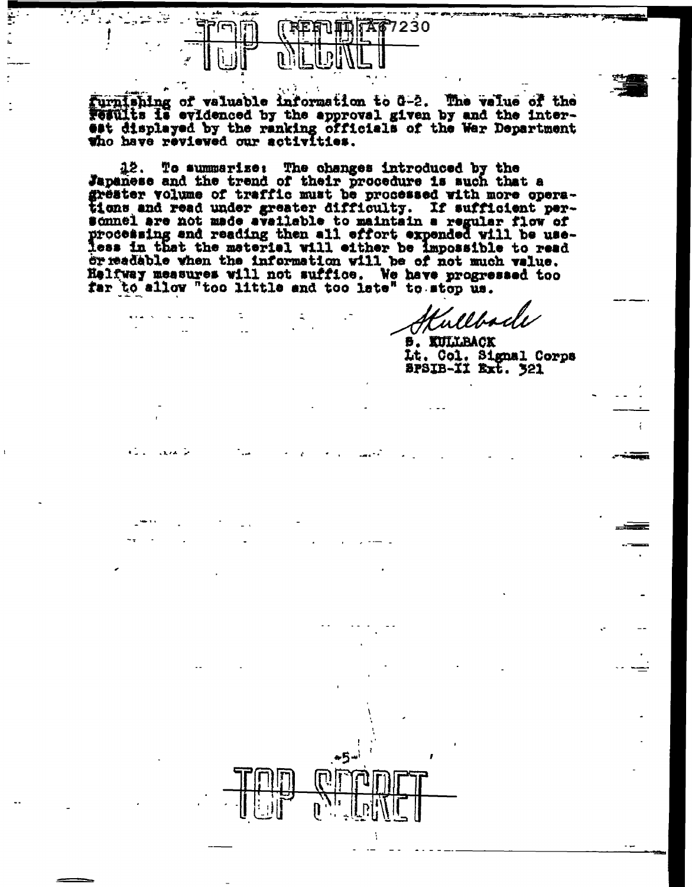REF ID:A67230

TOP SECRET

furnishing of valuable information to G-2. The value of the results is evidenced by the approval given by and the interest displayed by the ranking officials of the War Department who have reviewed our activities.

12. To summarize: The changes introduced by the Japanese and the trend of their procedure is such that a greater volume of traffic must be processed with more operations and read under greater difficulty. If sufficient personnel are not made available to maintain a regular flow of processing and reading then all effort expended will be useless in that the material will either be impossible to read or readable when the information will be of not much value. Halfway measures will not suffice. We have progressed too far to allow "too little and too late" to stop us.

S Kullback

S. KULLBACK
Lt. Col. Signal Corps
SPSIB-II Ext. 321

TOP SECRET